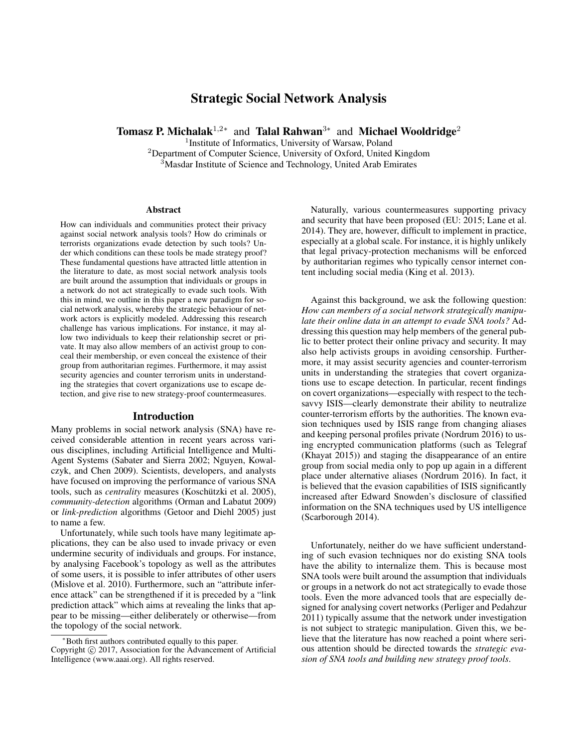# Strategic Social Network Analysis

**Tomasz P. Michalak**[1,2*] and **Talal Rahwan**[3*] and **Michael Wooldridge**[2]

[1]Institute of Informatics, University of Warsaw, Poland
[2]Department of Computer Science, University of Oxford, United Kingdom
[3]Masdar Institute of Science and Technology, United Arab Emirates

### Abstract

How can individuals and communities protect their privacy against social network analysis tools? How do criminals or terrorists organizations evade detection by such tools? Under which conditions can these tools be made strategy proof? These fundamental questions have attracted little attention in the literature to date, as most social network analysis tools are built around the assumption that individuals or groups in a network do not act strategically to evade such tools. With this in mind, we outline in this paper a new paradigm for social network analysis, whereby the strategic behaviour of network actors is explicitly modeled. Addressing this research challenge has various implications. For instance, it may allow two individuals to keep their relationship secret or private. It may also allow members of an activist group to conceal their membership, or even conceal the existence of their group from authoritarian regimes. Furthermore, it may assist security agencies and counter terrorism units in understanding the strategies that covert organizations use to escape detection, and give rise to new strategy-proof countermeasures.

## Introduction

Many problems in social network analysis (SNA) have received considerable attention in recent years across various disciplines, including Artificial Intelligence and Multi-Agent Systems (Sabater and Sierra 2002; Nguyen, Kowalczyk, and Chen 2009). Scientists, developers, and analysts have focused on improving the performance of various SNA tools, such as *centrality* measures (Koschützki et al. 2005), *community-detection* algorithms (Orman and Labatut 2009) or *link-prediction* algorithms (Getoor and Diehl 2005) just to name a few.

Unfortunately, while such tools have many legitimate applications, they can be also used to invade privacy or even undermine security of individuals and groups. For instance, by analysing Facebook's topology as well as the attributes of some users, it is possible to infer attributes of other users (Mislove et al. 2010). Furthermore, such an "attribute inference attack" can be strengthened if it is preceded by a "link prediction attack" which aims at revealing the links that appear to be missing—either deliberately or otherwise—from the topology of the social network.

Naturally, various countermeasures supporting privacy and security that have been proposed (EU: 2015; Lane et al. 2014). They are, however, difficult to implement in practice, especially at a global scale. For instance, it is highly unlikely that legal privacy-protection mechanisms will be enforced by authoritarian regimes who typically censor internet content including social media (King et al. 2013).

Against this background, we ask the following question: *How can members of a social network strategically manipulate their online data in an attempt to evade SNA tools?* Addressing this question may help members of the general public to better protect their online privacy and security. It may also help activists groups in avoiding censorship. Furthermore, it may assist security agencies and counter-terrorism units in understanding the strategies that covert organizations use to escape detection. In particular, recent findings on covert organizations—especially with respect to the tech-savvy ISIS—clearly demonstrate their ability to neutralize counter-terrorism efforts by the authorities. The known evasion techniques used by ISIS range from changing aliases and keeping personal profiles private (Nordrum 2016) to using encrypted communication platforms (such as Telegraf (Khayat 2015)) and staging the disappearance of an entire group from social media only to pop up again in a different place under alternative aliases (Nordrum 2016). In fact, it is believed that the evasion capabilities of ISIS significantly increased after Edward Snowden's disclosure of classified information on the SNA techniques used by US intelligence (Scarborough 2014).

Unfortunately, neither do we have sufficient understanding of such evasion techniques nor do existing SNA tools have the ability to internalize them. This is because most SNA tools were built around the assumption that individuals or groups in a network do not act strategically to evade those tools. Even the more advanced tools that are especially designed for analysing covert networks (Perliger and Pedahzur 2011) typically assume that the network under investigation is not subject to strategic manipulation. Given this, we believe that the literature has now reached a point where serious attention should be directed towards the *strategic evasion of SNA tools and building new strategy proof tools*.

[*]Both first authors contributed equally to this paper.
Copyright © 2017, Association for the Advancement of Artificial Intelligence (www.aaai.org). All rights reserved.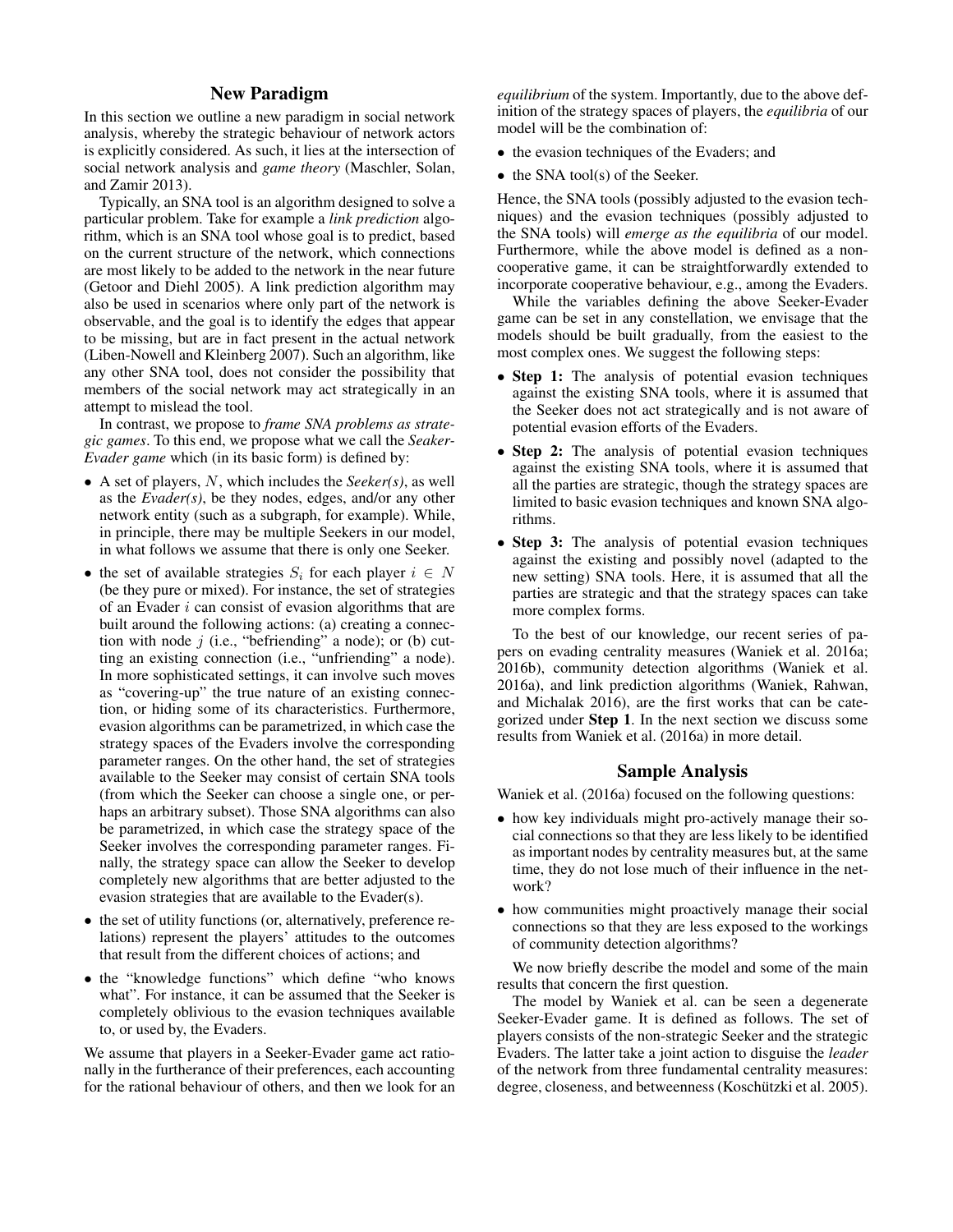## New Paradigm

In this section we outline a new paradigm in social network analysis, whereby the strategic behaviour of network actors is explicitly considered. As such, it lies at the intersection of social network analysis and *game theory* (Maschler, Solan, and Zamir 2013).

Typically, an SNA tool is an algorithm designed to solve a particular problem. Take for example a *link prediction* algorithm, which is an SNA tool whose goal is to predict, based on the current structure of the network, which connections are most likely to be added to the network in the near future (Getoor and Diehl 2005). A link prediction algorithm may also be used in scenarios where only part of the network is observable, and the goal is to identify the edges that appear to be missing, but are in fact present in the actual network (Liben-Nowell and Kleinberg 2007). Such an algorithm, like any other SNA tool, does not consider the possibility that members of the social network may act strategically in an attempt to mislead the tool.

In contrast, we propose to *frame SNA problems as strategic games*. To this end, we propose what we call the *Seaker-Evader game* which (in its basic form) is defined by:

- A set of players, $N$, which includes the *Seeker(s)*, as well as the *Evader(s)*, be they nodes, edges, and/or any other network entity (such as a subgraph, for example). While, in principle, there may be multiple Seekers in our model, in what follows we assume that there is only one Seeker.
- the set of available strategies $S_i$ for each player $i \in N$ (be they pure or mixed). For instance, the set of strategies of an Evader $i$ can consist of evasion algorithms that are built around the following actions: (a) creating a connection with node $j$ (i.e., "befriending" a node); or (b) cutting an existing connection (i.e., "unfriending" a node). In more sophisticated settings, it can involve such moves as "covering-up" the true nature of an existing connection, or hiding some of its characteristics. Furthermore, evasion algorithms can be parametrized, in which case the strategy spaces of the Evaders involve the corresponding parameter ranges. On the other hand, the set of strategies available to the Seeker may consist of certain SNA tools (from which the Seeker can choose a single one, or perhaps an arbitrary subset). Those SNA algorithms can also be parametrized, in which case the strategy space of the Seeker involves the corresponding parameter ranges. Finally, the strategy space can allow the Seeker to develop completely new algorithms that are better adjusted to the evasion strategies that are available to the Evader(s).
- the set of utility functions (or, alternatively, preference relations) represent the players' attitudes to the outcomes that result from the different choices of actions; and
- the "knowledge functions" which define "who knows what". For instance, it can be assumed that the Seeker is completely oblivious to the evasion techniques available to, or used by, the Evaders.

We assume that players in a Seeker-Evader game act rationally in the furtherance of their preferences, each accounting for the rational behaviour of others, and then we look for an *equilibrium* of the system. Importantly, due to the above definition of the strategy spaces of players, the *equilibria* of our model will be the combination of:

- the evasion techniques of the Evaders; and
- the SNA tool(s) of the Seeker.

Hence, the SNA tools (possibly adjusted to the evasion techniques) and the evasion techniques (possibly adjusted to the SNA tools) will *emerge as the equilibria* of our model. Furthermore, while the above model is defined as a non-cooperative game, it can be straightforwardly extended to incorporate cooperative behaviour, e.g., among the Evaders.

While the variables defining the above Seeker-Evader game can be set in any constellation, we envisage that the models should be built gradually, from the easiest to the most complex ones. We suggest the following steps:

- **Step 1:** The analysis of potential evasion techniques against the existing SNA tools, where it is assumed that the Seeker does not act strategically and is not aware of potential evasion efforts of the Evaders.
- **Step 2:** The analysis of potential evasion techniques against the existing SNA tools, where it is assumed that all the parties are strategic, though the strategy spaces are limited to basic evasion techniques and known SNA algorithms.
- **Step 3:** The analysis of potential evasion techniques against the existing and possibly novel (adapted to the new setting) SNA tools. Here, it is assumed that all the parties are strategic and that the strategy spaces can take more complex forms.

To the best of our knowledge, our recent series of papers on evading centrality measures (Waniek et al. 2016a; 2016b), community detection algorithms (Waniek et al. 2016a), and link prediction algorithms (Waniek, Rahwan, and Michalak 2016), are the first works that can be categorized under **Step 1**. In the next section we discuss some results from Waniek et al. (2016a) in more detail.

## Sample Analysis

Waniek et al. (2016a) focused on the following questions:

- how key individuals might pro-actively manage their social connections so that they are less likely to be identified as important nodes by centrality measures but, at the same time, they do not lose much of their influence in the network?
- how communities might proactively manage their social connections so that they are less exposed to the workings of community detection algorithms?

We now briefly describe the model and some of the main results that concern the first question.

The model by Waniek et al. can be seen a degenerate Seeker-Evader game. It is defined as follows. The set of players consists of the non-strategic Seeker and the strategic Evaders. The latter take a joint action to disguise the *leader* of the network from three fundamental centrality measures: degree, closeness, and betweenness (Koschützki et al. 2005).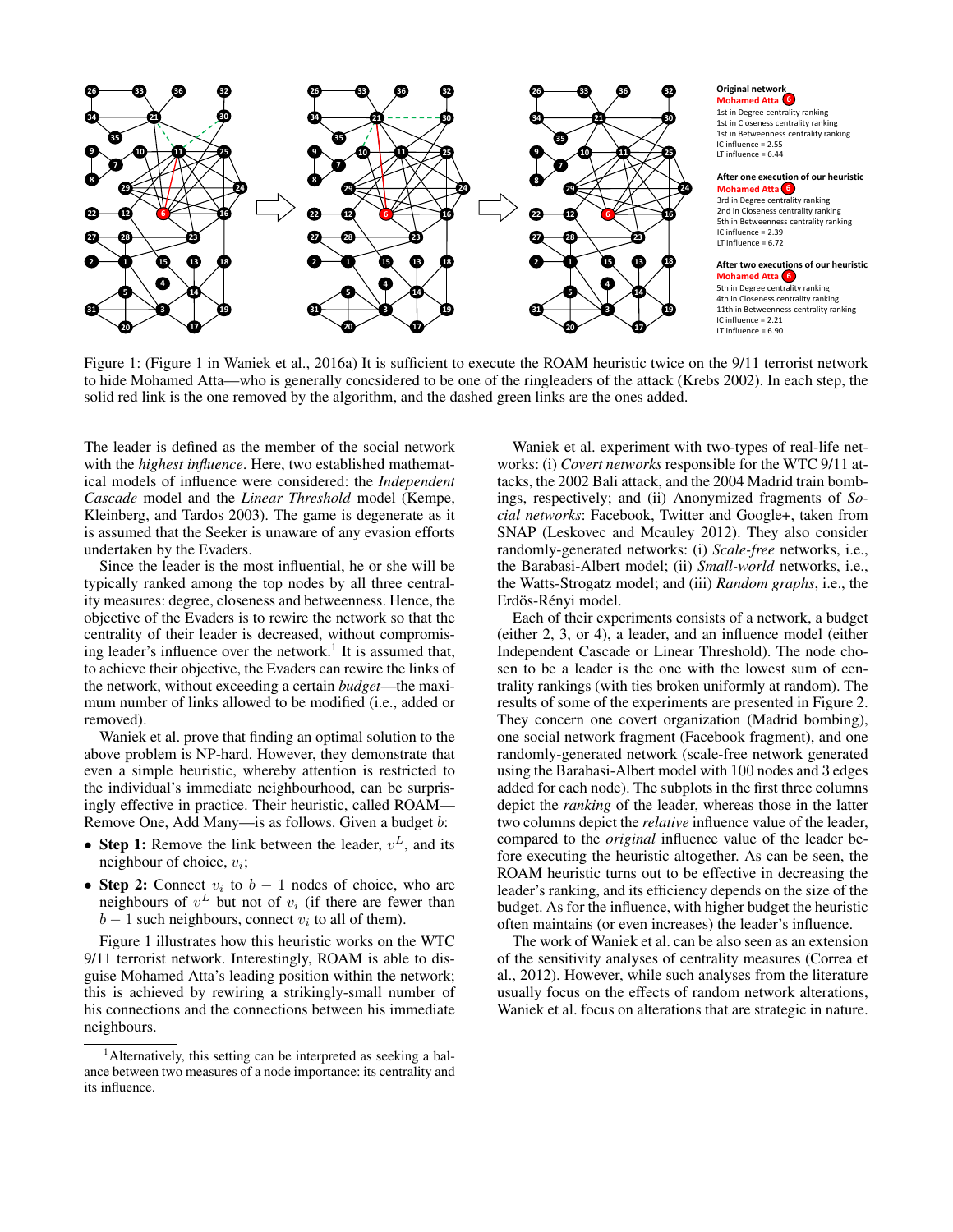Figure 1: (Figure 1 in Waniek et al., 2016a) It is sufficient to execute the ROAM heuristic twice on the 9/11 terrorist network to hide Mohamed Atta—who is generally concsidered to be one of the ringleaders of the attack (Krebs 2002). In each step, the solid red link is the one removed by the algorithm, and the dashed green links are the ones added.

The leader is defined as the member of the social network with the *highest influence*. Here, two established mathematical models of influence were considered: the *Independent Cascade* model and the *Linear Threshold* model (Kempe, Kleinberg, and Tardos 2003). The game is degenerate as it is assumed that the Seeker is unaware of any evasion efforts undertaken by the Evaders.

Since the leader is the most influential, he or she will be typically ranked among the top nodes by all three centrality measures: degree, closeness and betweenness. Hence, the objective of the Evaders is to rewire the network so that the centrality of their leader is decreased, without compromising leader's influence over the network.[1] It is assumed that, to achieve their objective, the Evaders can rewire the links of the network, without exceeding a certain *budget*—the maximum number of links allowed to be modified (i.e., added or removed).

Waniek et al. prove that finding an optimal solution to the above problem is NP-hard. However, they demonstrate that even a simple heuristic, whereby attention is restricted to the individual's immediate neighbourhood, can be surprisingly effective in practice. Their heuristic, called ROAM—Remove One, Add Many—is as follows. Given a budget $b$:

- **Step 1:** Remove the link between the leader, $v^L$, and its neighbour of choice, $v_i$;
- **Step 2:** Connect $v_i$ to $b-1$ nodes of choice, who are neighbours of $v^L$ but not of $v_i$ (if there are fewer than $b-1$ such neighbours, connect $v_i$ to all of them).

Figure 1 illustrates how this heuristic works on the WTC 9/11 terrorist network. Interestingly, ROAM is able to disguise Mohamed Atta's leading position within the network; this is achieved by rewiring a strikingly-small number of his connections and the connections between his immediate neighbours.

Waniek et al. experiment with two-types of real-life networks: (i) *Covert networks* responsible for the WTC 9/11 attacks, the 2002 Bali attack, and the 2004 Madrid train bombings, respectively; and (ii) Anonymized fragments of *Social networks*: Facebook, Twitter and Google+, taken from SNAP (Leskovec and Mcauley 2012). They also consider randomly-generated networks: (i) *Scale-free* networks, i.e., the Barabasi-Albert model; (ii) *Small-world* networks, i.e., the Watts-Strogatz model; and (iii) *Random graphs*, i.e., the Erdös-Rényi model.

Each of their experiments consists of a network, a budget (either 2, 3, or 4), a leader, and an influence model (either Independent Cascade or Linear Threshold). The node chosen to be a leader is the one with the lowest sum of centrality rankings (with ties broken uniformly at random). The results of some of the experiments are presented in Figure 2. They concern one covert organization (Madrid bombing), one social network fragment (Facebook fragment), and one randomly-generated network (scale-free network generated using the Barabasi-Albert model with 100 nodes and 3 edges added for each node). The subplots in the first three columns depict the *ranking* of the leader, whereas those in the latter two columns depict the *relative* influence value of the leader, compared to the *original* influence value of the leader before executing the heuristic altogether. As can be seen, the ROAM heuristic turns out to be effective in decreasing the leader's ranking, and its efficiency depends on the size of the budget. As for the influence, with higher budget the heuristic often maintains (or even increases) the leader's influence.

The work of Waniek et al. can be also seen as an extension of the sensitivity analyses of centrality measures (Correa et al., 2012). However, while such analyses from the literature usually focus on the effects of random network alterations, Waniek et al. focus on alterations that are strategic in nature.

[1] Alternatively, this setting can be interpreted as seeking a balance between two measures of a node importance: its centrality and its influence.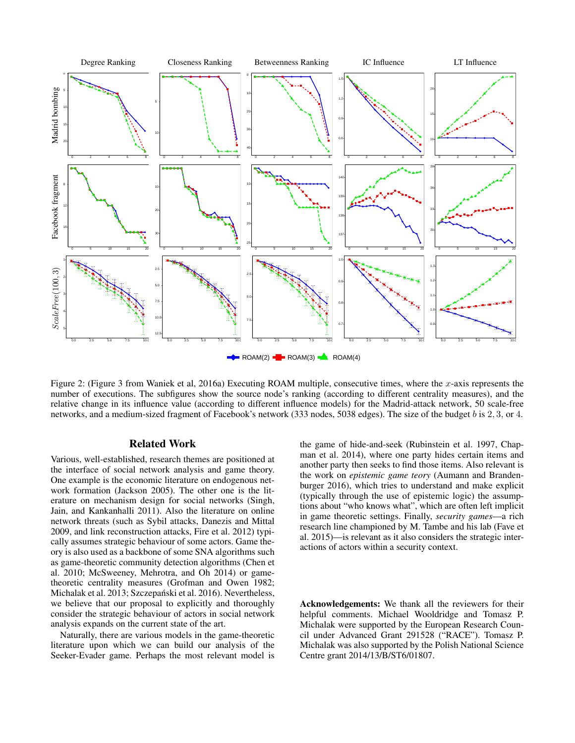Figure 2: (Figure 3 from Waniek et al, 2016a) Executing ROAM multiple, consecutive times, where the $x$-axis represents the number of executions. The subfigures show the source node's ranking (according to different centrality measures), and the relative change in its influence value (according to different influence models) for the Madrid-attack network, 50 scale-free networks, and a medium-sized fragment of Facebook's network (333 nodes, 5038 edges). The size of the budget $b$ is $2, 3$, or $4$.

## Related Work

Various, well-established, research themes are positioned at the interface of social network analysis and game theory. One example is the economic literature on endogenous network formation (Jackson 2005). The other one is the literature on mechanism design for social networks (Singh, Jain, and Kankanhalli 2011). Also the literature on online network threats (such as Sybil attacks, Danezis and Mittal 2009, and link reconstruction attacks, Fire et al. 2012) typically assumes strategic behaviour of some actors. Game theory is also used as a backbone of some SNA algorithms such as game-theoretic community detection algorithms (Chen et al. 2010; McSweeney, Mehrotra, and Oh 2014) or game-theoretic centrality measures (Grofman and Owen 1982; Michalak et al. 2013; Szczepański et al. 2016). Nevertheless, we believe that our proposal to explicitly and thoroughly consider the strategic behaviour of actors in social network analysis expands on the current state of the art.

Naturally, there are various models in the game-theoretic literature upon which we can build our analysis of the Seeker-Evader game. Perhaps the most relevant model is the game of hide-and-seek (Rubinstein et al. 1997, Chapman et al. 2014), where one party hides certain items and another party then seeks to find those items. Also relevant is the work on *epistemic game teory* (Aumann and Brandenburger 2016), which tries to understand and make explicit (typically through the use of epistemic logic) the assumptions about "who knows what", which are often left implicit in game theoretic settings. Finally, *security games*—a rich research line championed by M. Tambe and his lab (Fave et al. 2015)—is relevant as it also considers the strategic interactions of actors within a security context.

**Acknowledgements:** We thank all the reviewers for their helpful comments. Michael Wooldridge and Tomasz P. Michalak were supported by the European Research Council under Advanced Grant 291528 ("RACE"). Tomasz P. Michalak was also supported by the Polish National Science Centre grant 2014/13/B/ST6/01807.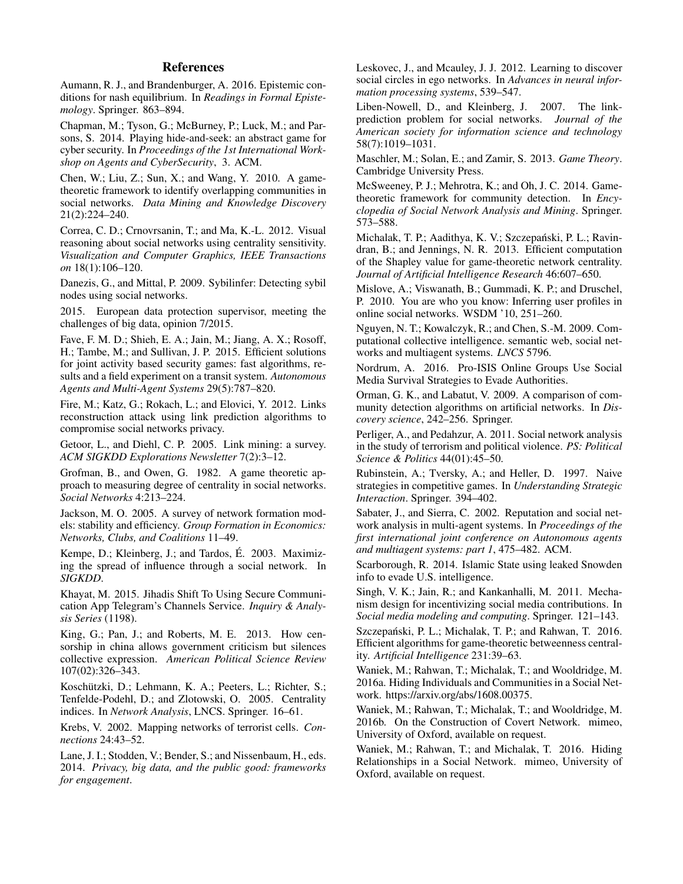## References

Aumann, R. J., and Brandenburger, A. 2016. Epistemic conditions for nash equilibrium. In *Readings in Formal Epistemology*. Springer. 863–894.

Chapman, M.; Tyson, G.; McBurney, P.; Luck, M.; and Parsons, S. 2014. Playing hide-and-seek: an abstract game for cyber security. In *Proceedings of the 1st International Workshop on Agents and CyberSecurity*, 3. ACM.

Chen, W.; Liu, Z.; Sun, X.; and Wang, Y. 2010. A game-theoretic framework to identify overlapping communities in social networks. *Data Mining and Knowledge Discovery* 21(2):224–240.

Correa, C. D.; Crnovrsanin, T.; and Ma, K.-L. 2012. Visual reasoning about social networks using centrality sensitivity. *Visualization and Computer Graphics, IEEE Transactions on* 18(1):106–120.

Danezis, G., and Mittal, P. 2009. Sybilinfer: Detecting sybil nodes using social networks.

2015. European data protection supervisor, meeting the challenges of big data, opinion 7/2015.

Fave, F. M. D.; Shieh, E. A.; Jain, M.; Jiang, A. X.; Rosoff, H.; Tambe, M.; and Sullivan, J. P. 2015. Efficient solutions for joint activity based security games: fast algorithms, results and a field experiment on a transit system. *Autonomous Agents and Multi-Agent Systems* 29(5):787–820.

Fire, M.; Katz, G.; Rokach, L.; and Elovici, Y. 2012. Links reconstruction attack using link prediction algorithms to compromise social networks privacy.

Getoor, L., and Diehl, C. P. 2005. Link mining: a survey. *ACM SIGKDD Explorations Newsletter* 7(2):3–12.

Grofman, B., and Owen, G. 1982. A game theoretic approach to measuring degree of centrality in social networks. *Social Networks* 4:213–224.

Jackson, M. O. 2005. A survey of network formation models: stability and efficiency. *Group Formation in Economics: Networks, Clubs, and Coalitions* 11–49.

Kempe, D.; Kleinberg, J.; and Tardos, É. 2003. Maximizing the spread of influence through a social network. In *SIGKDD*.

Khayat, M. 2015. Jihadis Shift To Using Secure Communication App Telegram's Channels Service. *Inquiry & Analysis Series* (1198).

King, G.; Pan, J.; and Roberts, M. E. 2013. How censorship in china allows government criticism but silences collective expression. *American Political Science Review* 107(02):326–343.

Koschützki, D.; Lehmann, K. A.; Peeters, L.; Richter, S.; Tenfelde-Podehl, D.; and Zlotowski, O. 2005. Centrality indices. In *Network Analysis*, LNCS. Springer. 16–61.

Krebs, V. 2002. Mapping networks of terrorist cells. *Connections* 24:43–52.

Lane, J. I.; Stodden, V.; Bender, S.; and Nissenbaum, H., eds. 2014. *Privacy, big data, and the public good: frameworks for engagement*.

Leskovec, J., and Mcauley, J. J. 2012. Learning to discover social circles in ego networks. In *Advances in neural information processing systems*, 539–547.

Liben-Nowell, D., and Kleinberg, J. 2007. The link-prediction problem for social networks. *Journal of the American society for information science and technology* 58(7):1019–1031.

Maschler, M.; Solan, E.; and Zamir, S. 2013. *Game Theory*. Cambridge University Press.

McSweeney, P. J.; Mehrotra, K.; and Oh, J. C. 2014. Game-theoretic framework for community detection. In *Encyclopedia of Social Network Analysis and Mining*. Springer. 573–588.

Michalak, T. P.; Aadithya, K. V.; Szczepański, P. L.; Ravindran, B.; and Jennings, N. R. 2013. Efficient computation of the Shapley value for game-theoretic network centrality. *Journal of Artificial Intelligence Research* 46:607–650.

Mislove, A.; Viswanath, B.; Gummadi, K. P.; and Druschel, P. 2010. You are who you know: Inferring user profiles in online social networks. WSDM '10, 251–260.

Nguyen, N. T.; Kowalczyk, R.; and Chen, S.-M. 2009. Computational collective intelligence. semantic web, social networks and multiagent systems. *LNCS* 5796.

Nordrum, A. 2016. Pro-ISIS Online Groups Use Social Media Survival Strategies to Evade Authorities.

Orman, G. K., and Labatut, V. 2009. A comparison of community detection algorithms on artificial networks. In *Discovery science*, 242–256. Springer.

Perliger, A., and Pedahzur, A. 2011. Social network analysis in the study of terrorism and political violence. *PS: Political Science & Politics* 44(01):45–50.

Rubinstein, A.; Tversky, A.; and Heller, D. 1997. Naive strategies in competitive games. In *Understanding Strategic Interaction*. Springer. 394–402.

Sabater, J., and Sierra, C. 2002. Reputation and social network analysis in multi-agent systems. In *Proceedings of the first international joint conference on Autonomous agents and multiagent systems: part 1*, 475–482. ACM.

Scarborough, R. 2014. Islamic State using leaked Snowden info to evade U.S. intelligence.

Singh, V. K.; Jain, R.; and Kankanhalli, M. 2011. Mechanism design for incentivizing social media contributions. In *Social media modeling and computing*. Springer. 121–143.

Szczepański, P. L.; Michalak, T. P.; and Rahwan, T. 2016. Efficient algorithms for game-theoretic betweenness centrality. *Artificial Intelligence* 231:39–63.

Waniek, M.; Rahwan, T.; Michalak, T.; and Wooldridge, M. 2016a. Hiding Individuals and Communities in a Social Network. https://arxiv.org/abs/1608.00375.

Waniek, M.; Rahwan, T.; Michalak, T.; and Wooldridge, M. 2016b. On the Construction of Covert Network. mimeo, University of Oxford, available on request.

Waniek, M.; Rahwan, T.; and Michalak, T. 2016. Hiding Relationships in a Social Network. mimeo, University of Oxford, available on request.